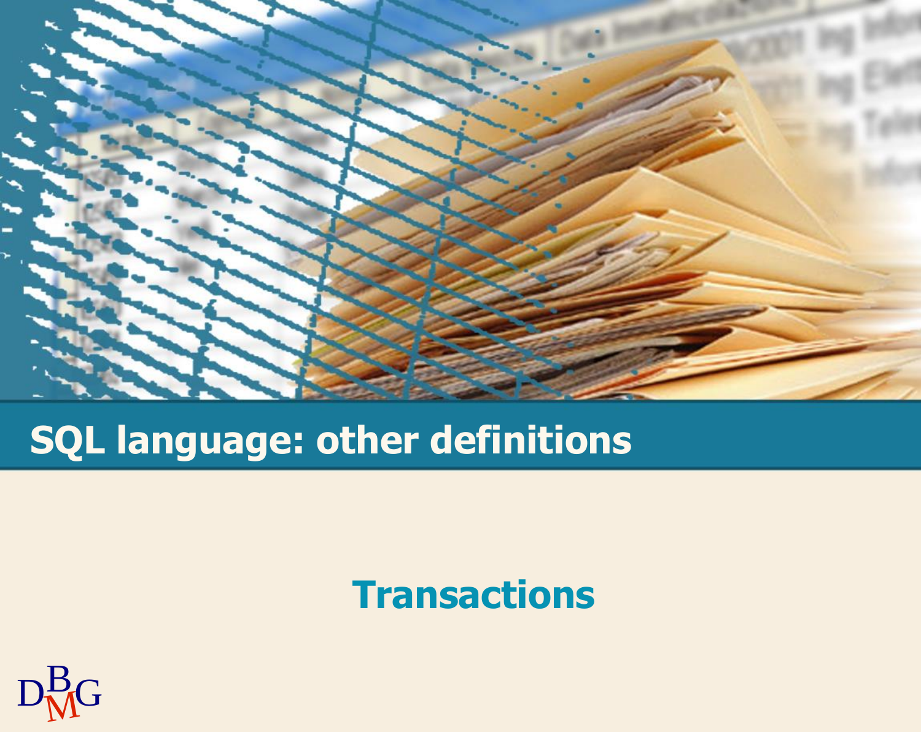# SQL language: other definitions

## Transactions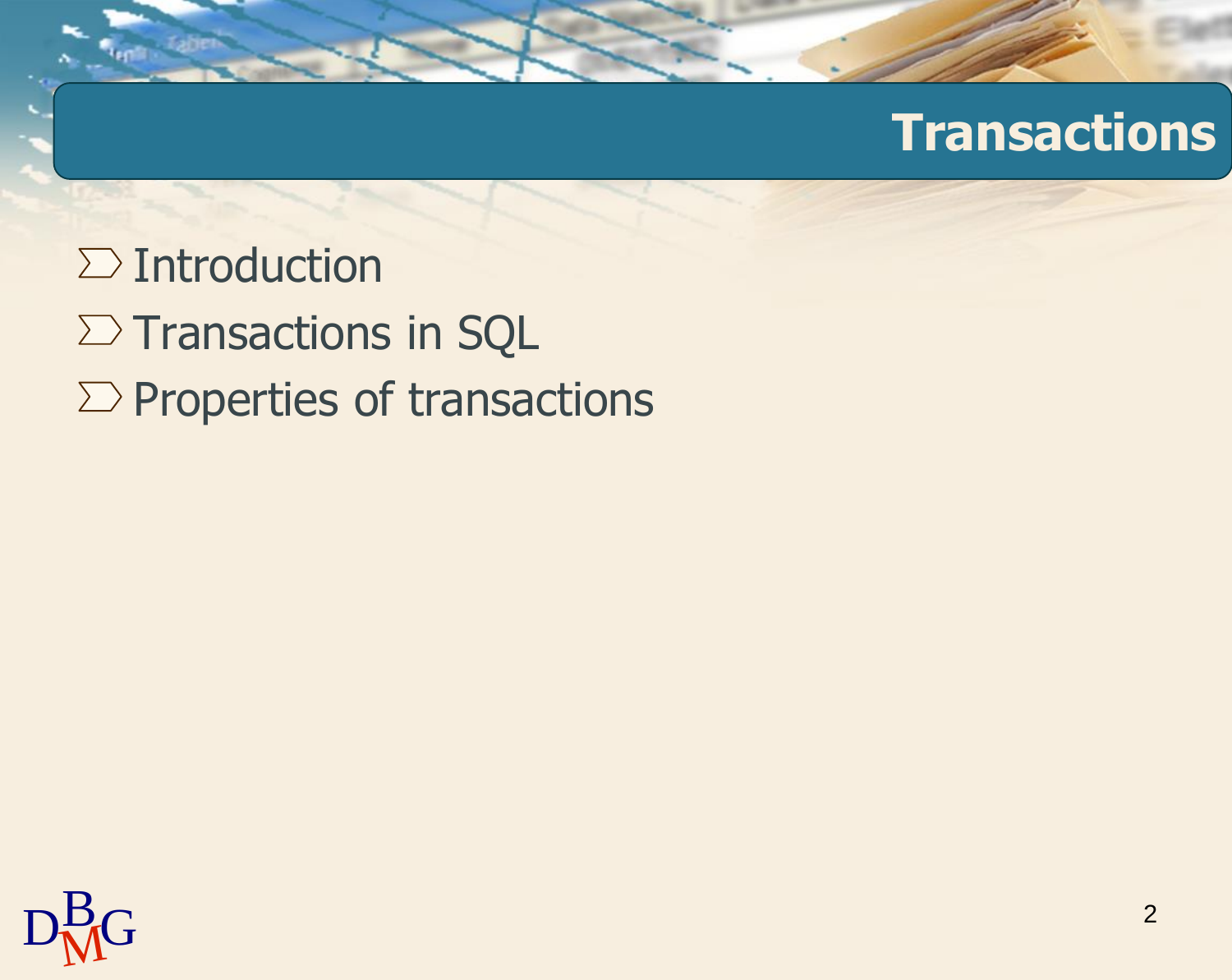# Transactions

- Introduction
- Transactions in SQL
- Properties of transactions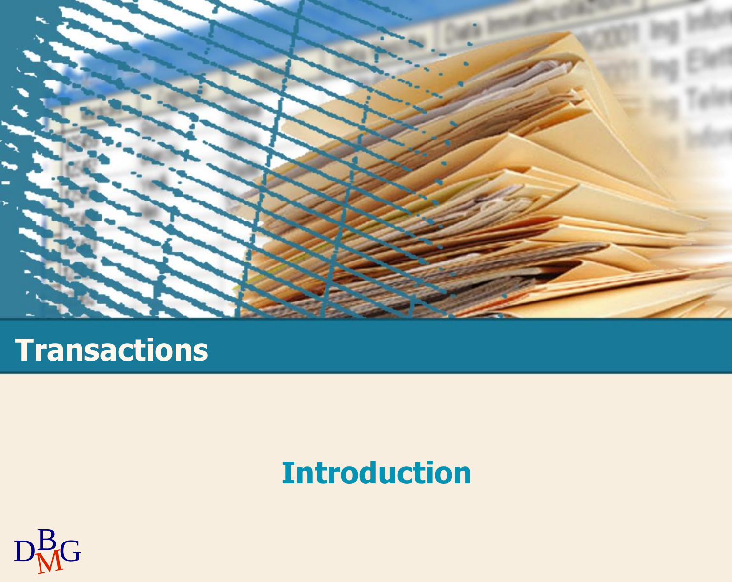# Transactions

## Introduction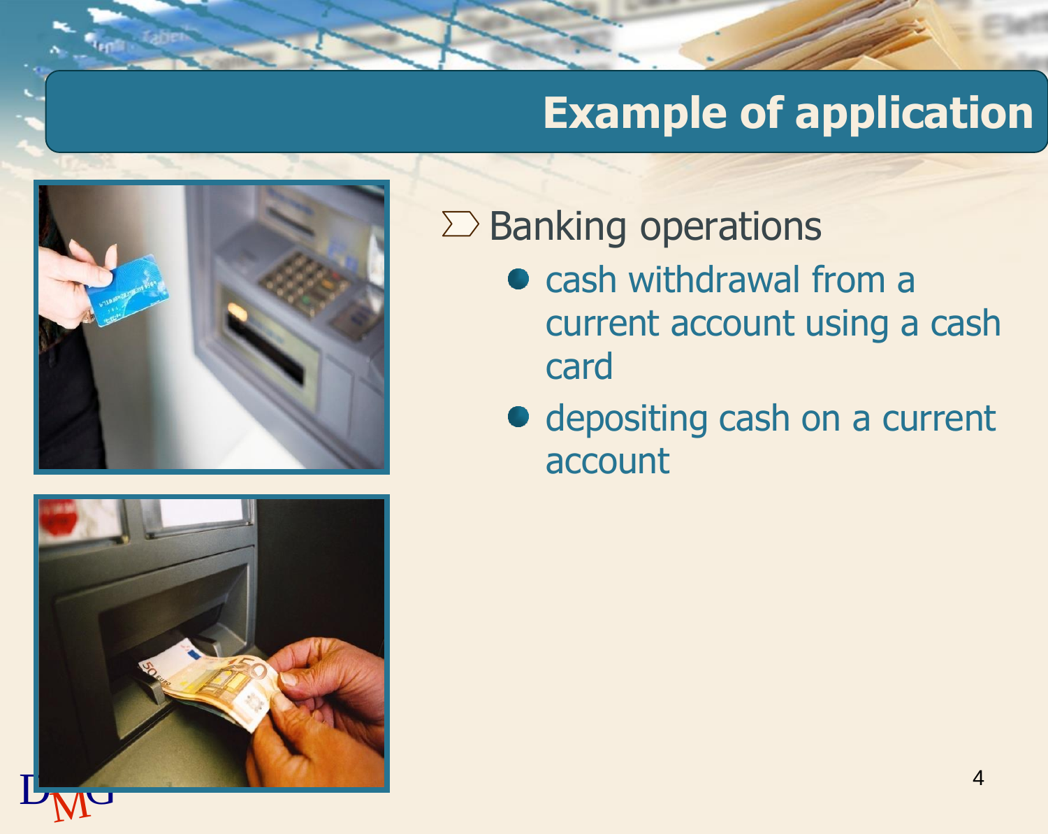# Example of application

- Banking operations
  - cash withdrawal from a current account using a cash card
  - depositing cash on a current account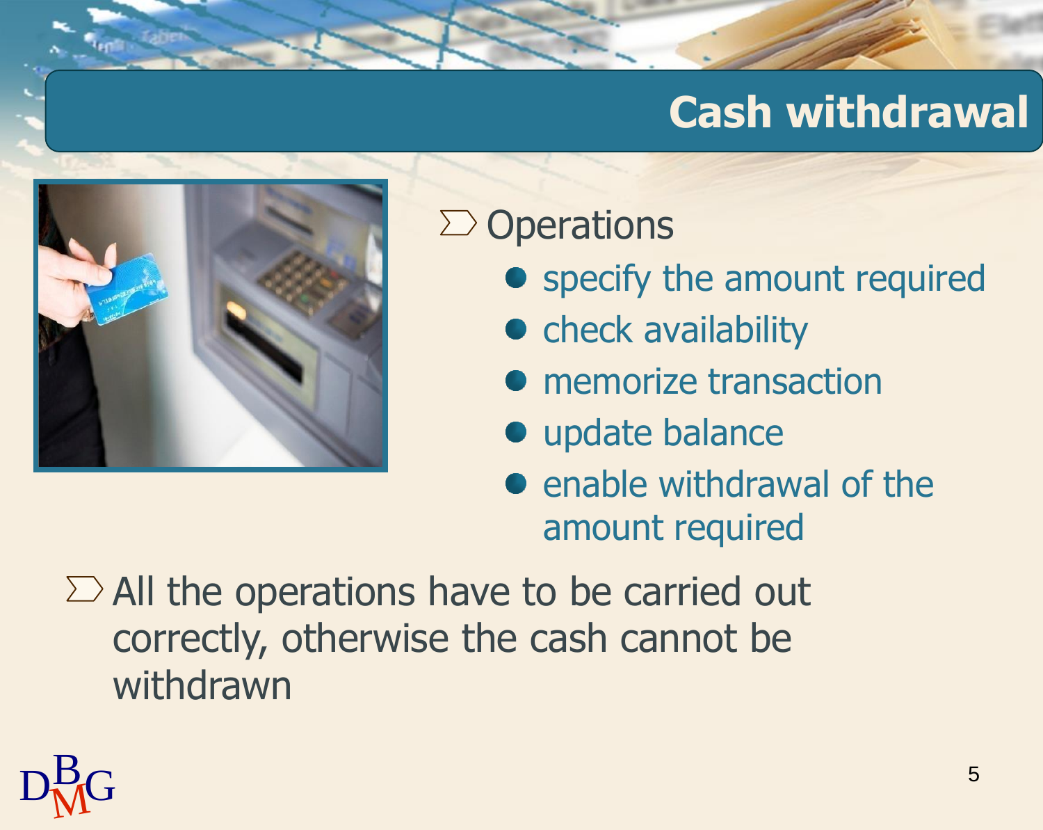# Cash withdrawal

- Operations
  - specify the amount required
  - check availability
  - memorize transaction
  - update balance
  - enable withdrawal of the amount required
- All the operations have to be carried out correctly, otherwise the cash cannot be withdrawn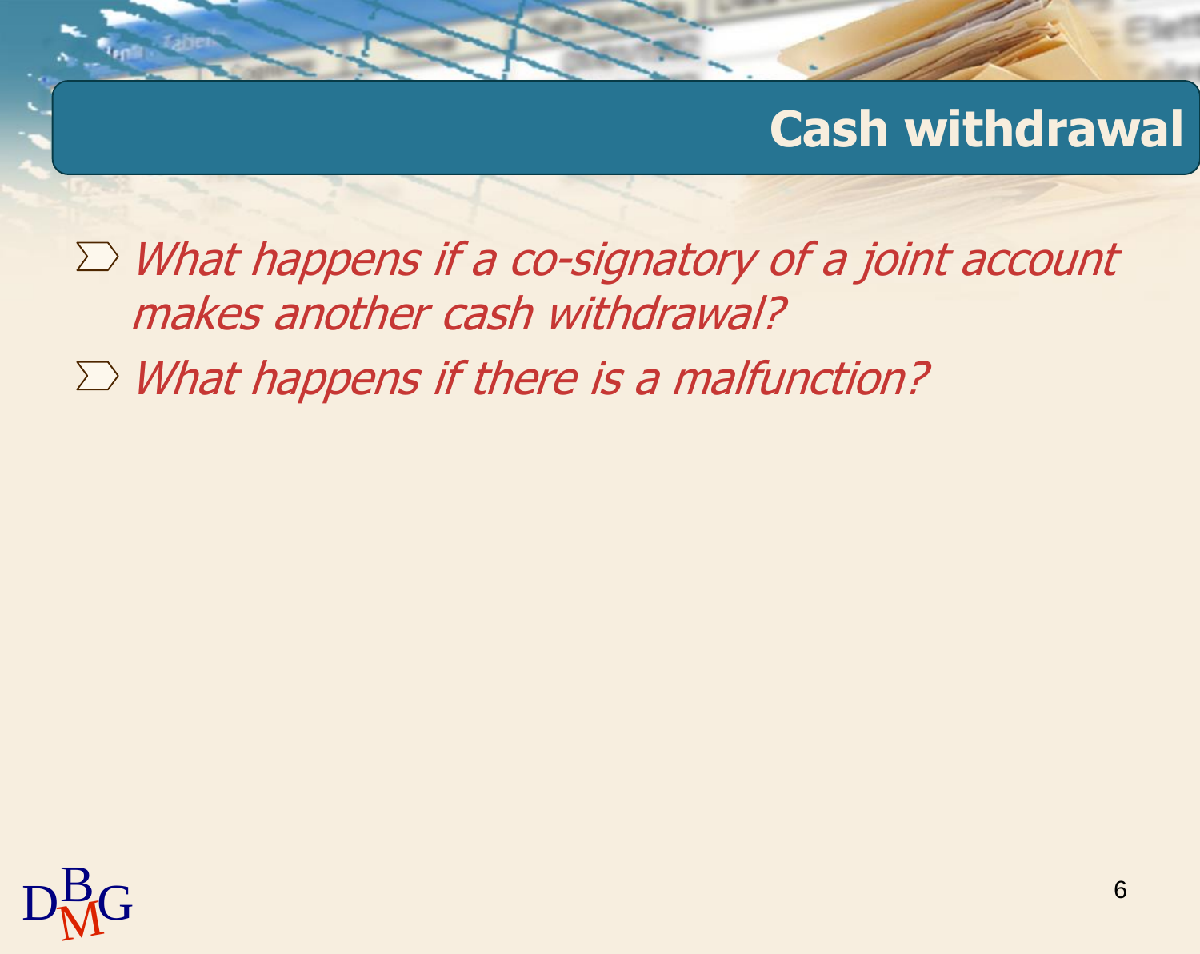## Cash withdrawal

- *What happens if a co-signatory of a joint account makes another cash withdrawal?*
- *What happens if there is a malfunction?*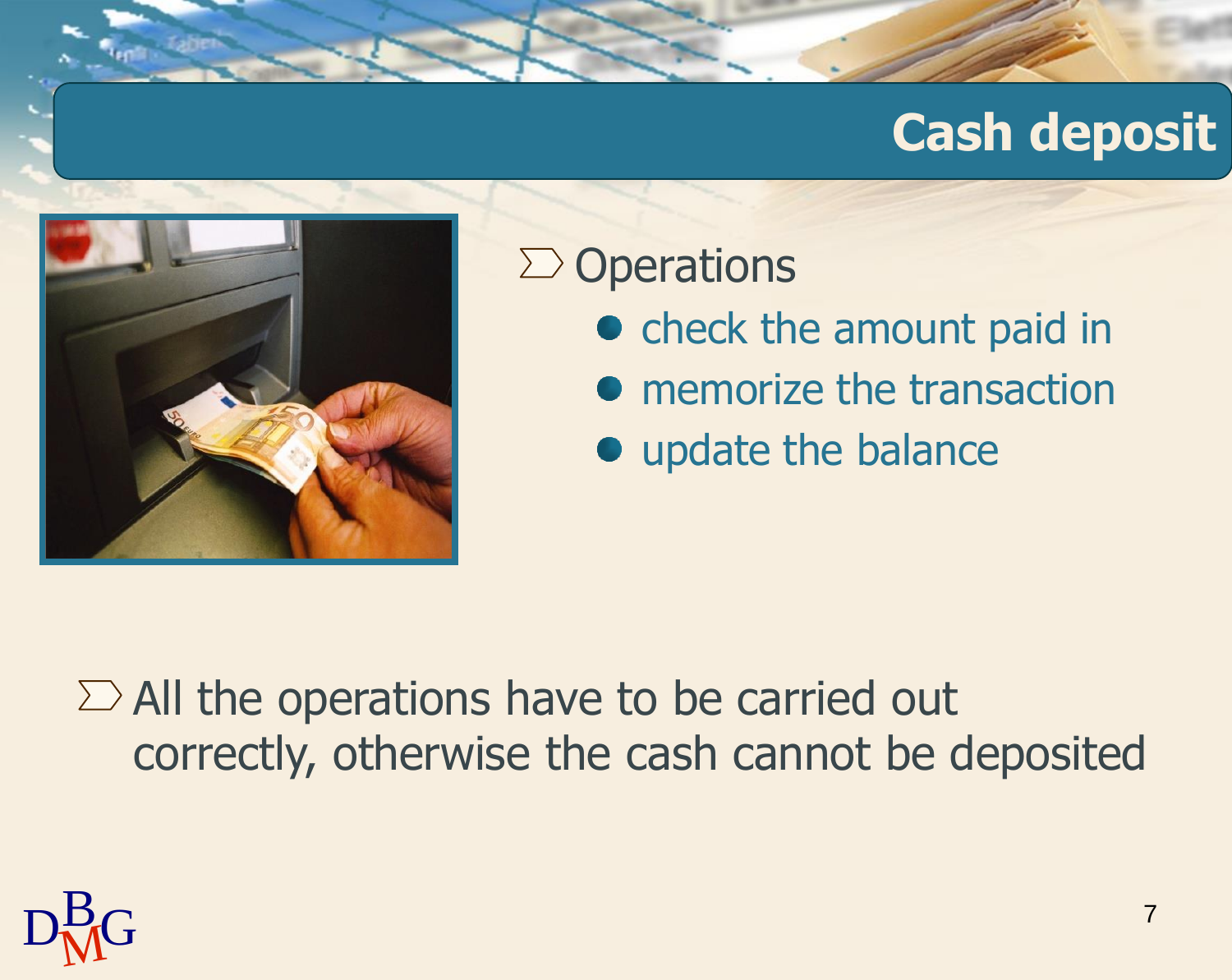# Cash deposit

- Operations
  - check the amount paid in
  - memorize the transaction
  - update the balance

- All the operations have to be carried out correctly, otherwise the cash cannot be deposited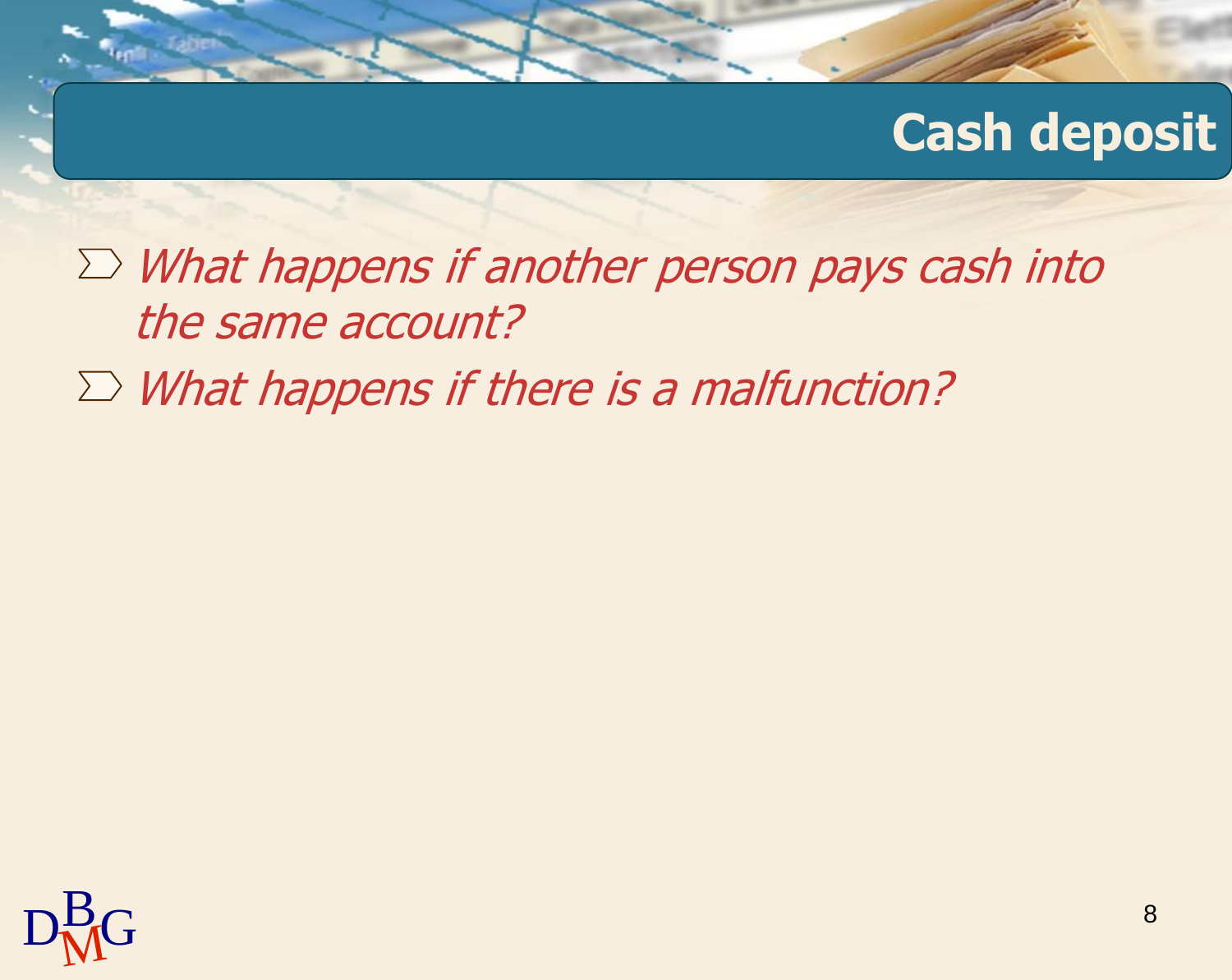# Cash deposit

- *What happens if another person pays cash into the same account?*
- *What happens if there is a malfunction?*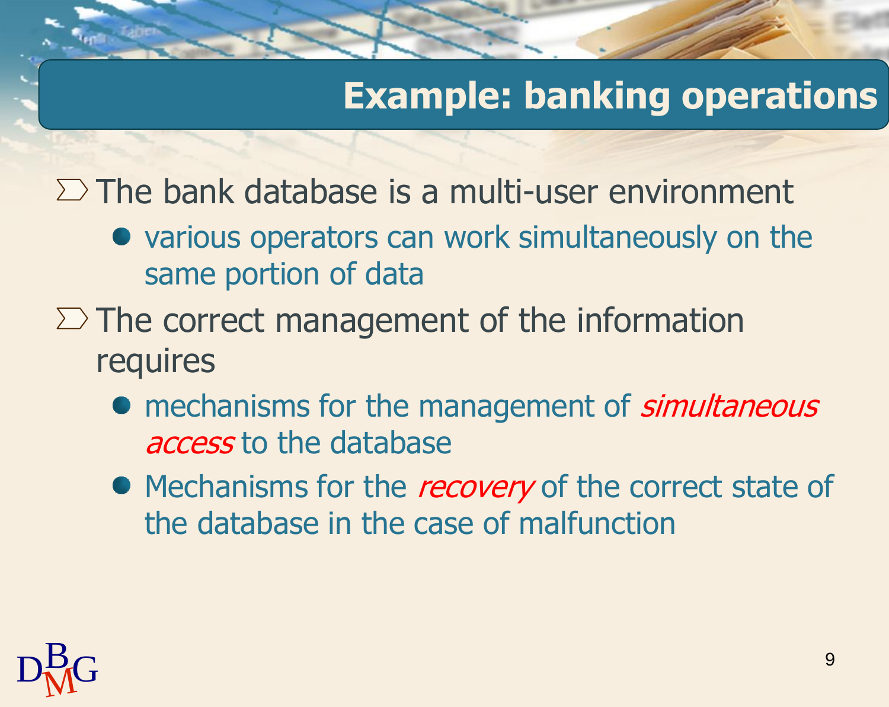# Example: banking operations

- The bank database is a multi-user environment
  - various operators can work simultaneously on the same portion of data
- The correct management of the information requires
  - mechanisms for the management of *simultaneous access* to the database
  - Mechanisms for the *recovery* of the correct state of the database in the case of malfunction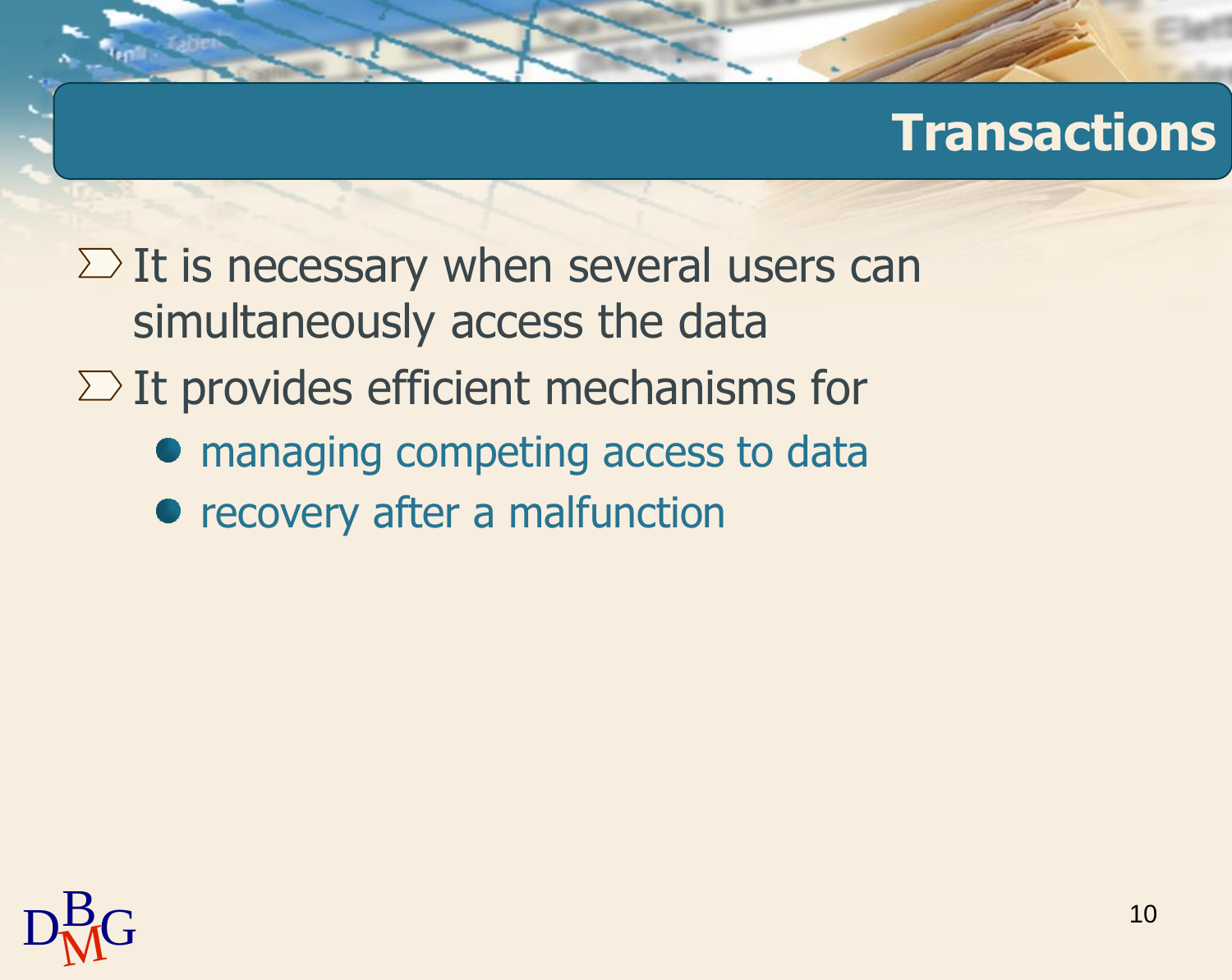# Transactions

- It is necessary when several users can simultaneously access the data
- It provides efficient mechanisms for
  - managing competing access to data
  - recovery after a malfunction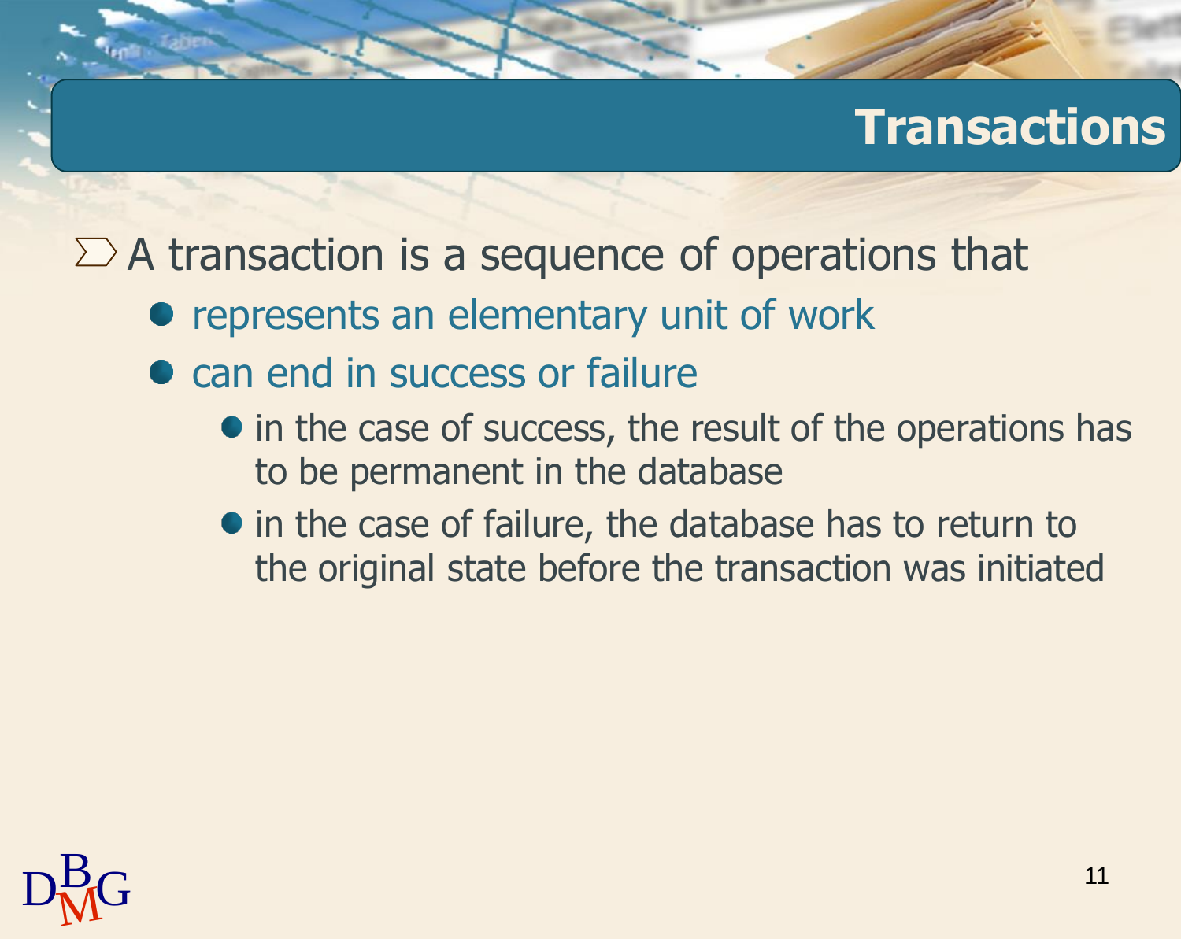# Transactions

- A transaction is a sequence of operations that
  - represents an elementary unit of work
  - can end in success or failure
    - in the case of success, the result of the operations has to be permanent in the database
    - in the case of failure, the database has to return to the original state before the transaction was initiated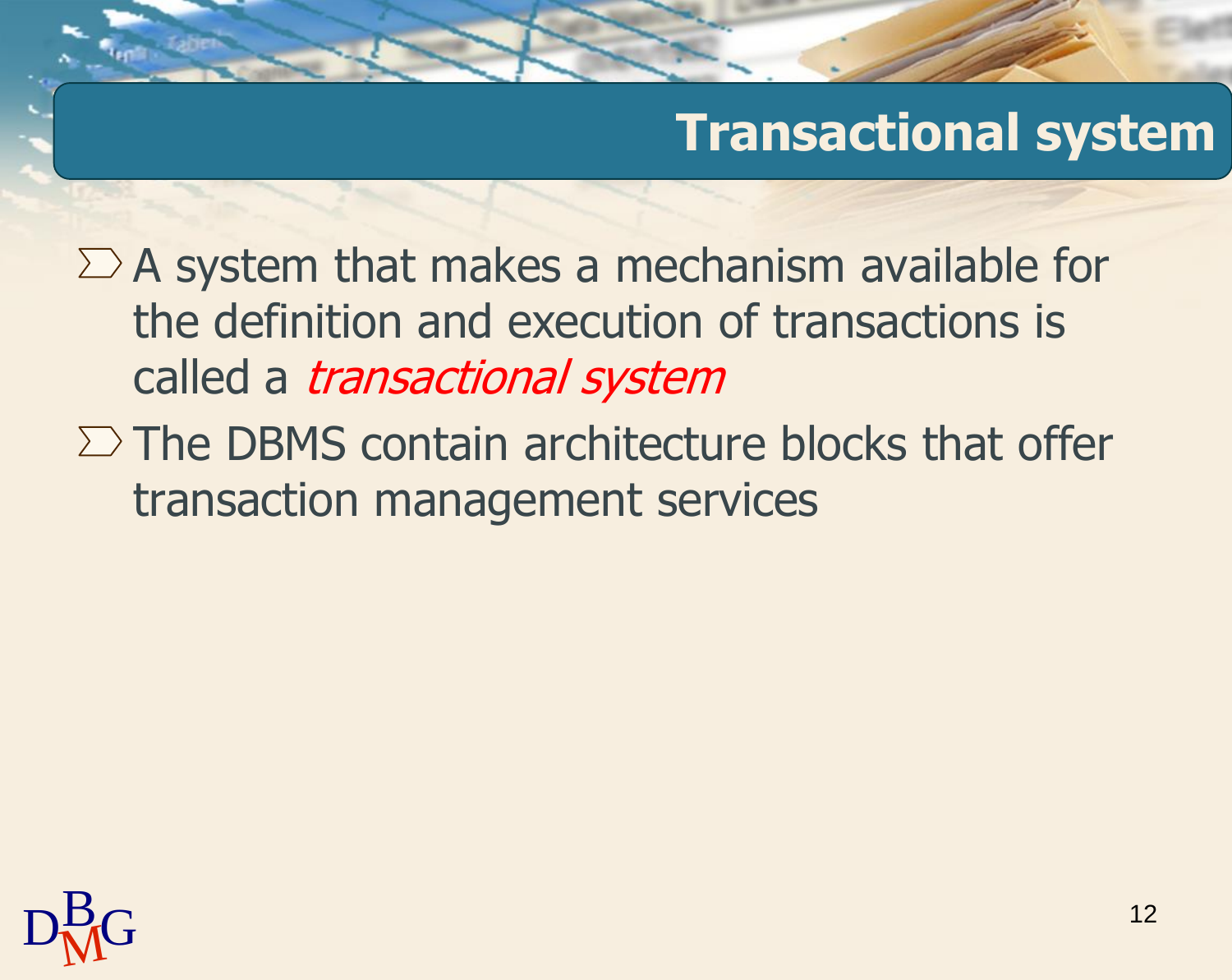# Transactional system

- A system that makes a mechanism available for the definition and execution of transactions is called a *transactional system*
- The DBMS contain architecture blocks that offer transaction management services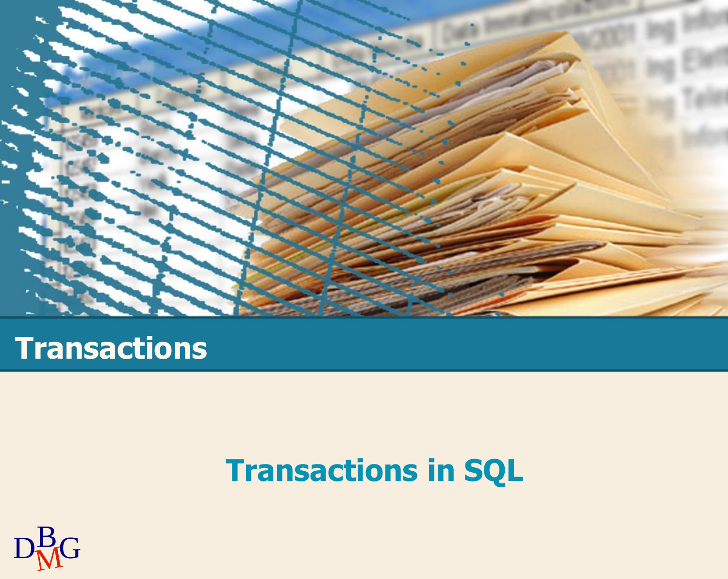# Transactions

## Transactions in SQL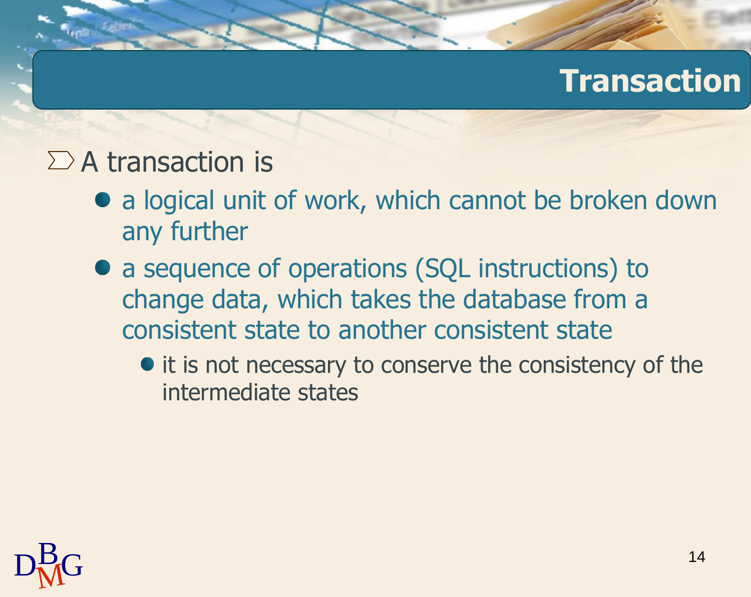# Transaction

- A transaction is
  - a logical unit of work, which cannot be broken down any further
  - a sequence of operations (SQL instructions) to change data, which takes the database from a consistent state to another consistent state
    - it is not necessary to conserve the consistency of the intermediate states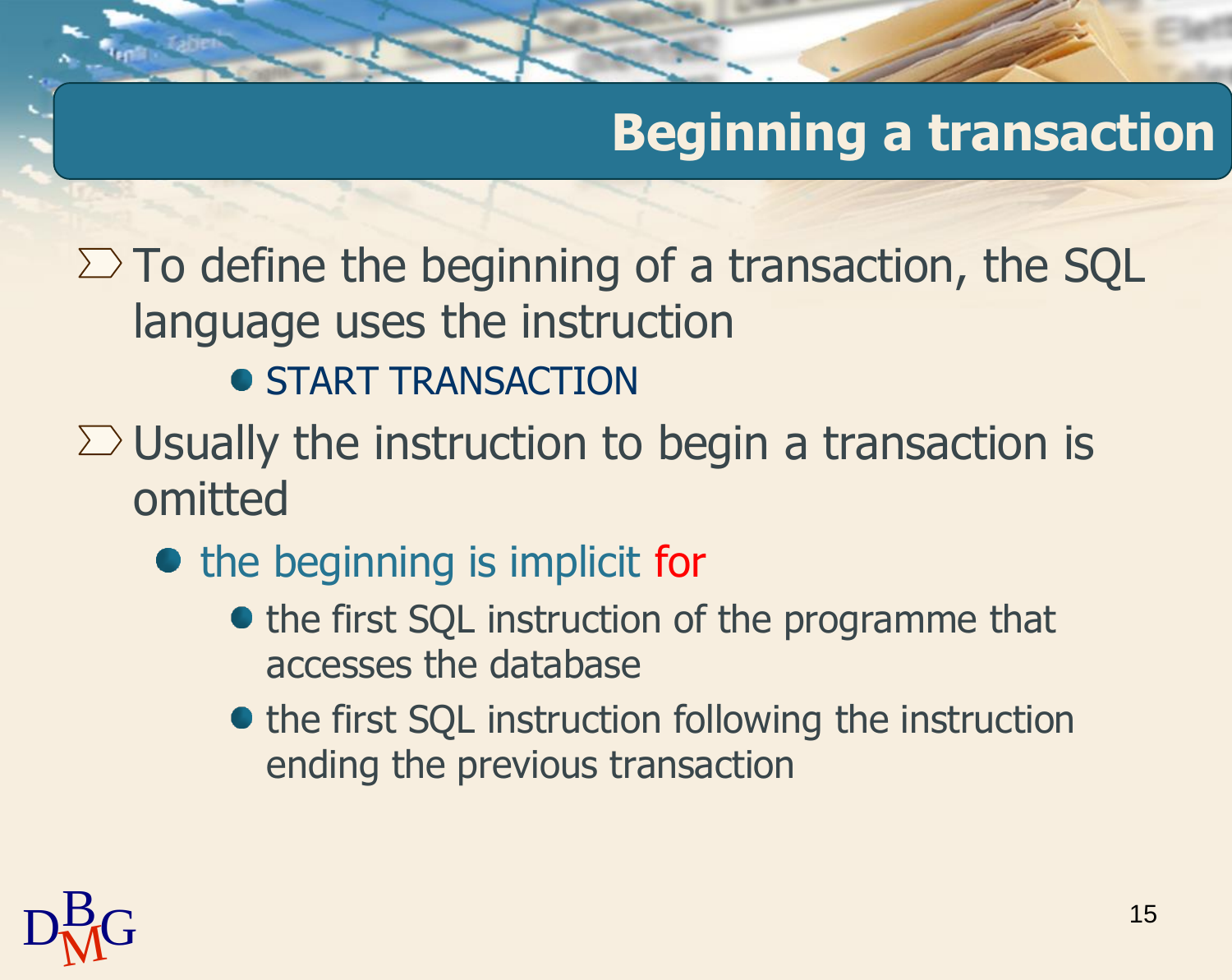# Beginning a transaction

- To define the beginning of a transaction, the SQL language uses the instruction
  - START TRANSACTION
- Usually the instruction to begin a transaction is omitted
  - the beginning is implicit for
    - the first SQL instruction of the programme that accesses the database
    - the first SQL instruction following the instruction ending the previous transaction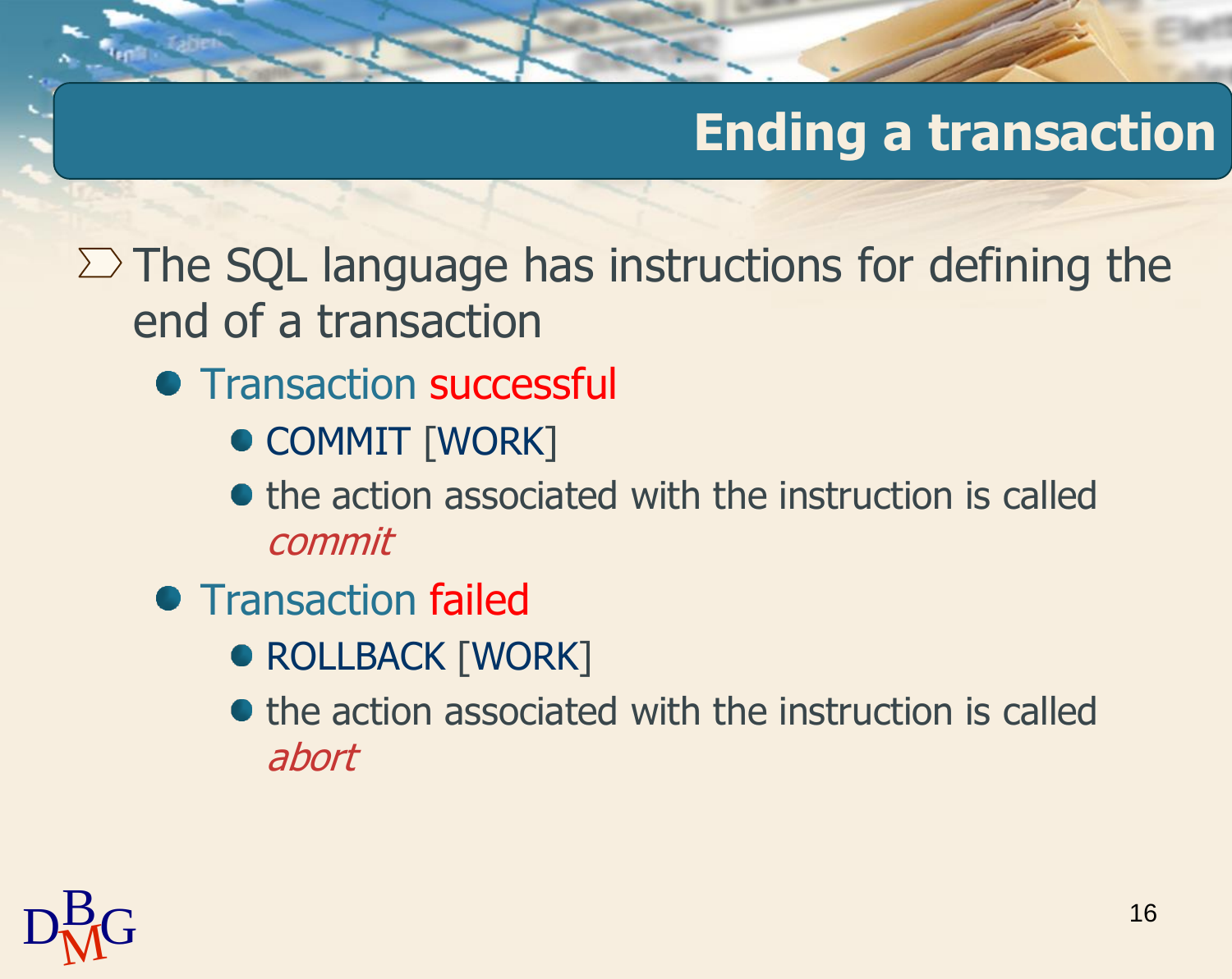# Ending a transaction

- The SQL language has instructions for defining the end of a transaction
  - Transaction successful
    - COMMIT [WORK]
    - the action associated with the instruction is called *commit*
  - Transaction failed
    - ROLLBACK [WORK]
    - the action associated with the instruction is called *abort*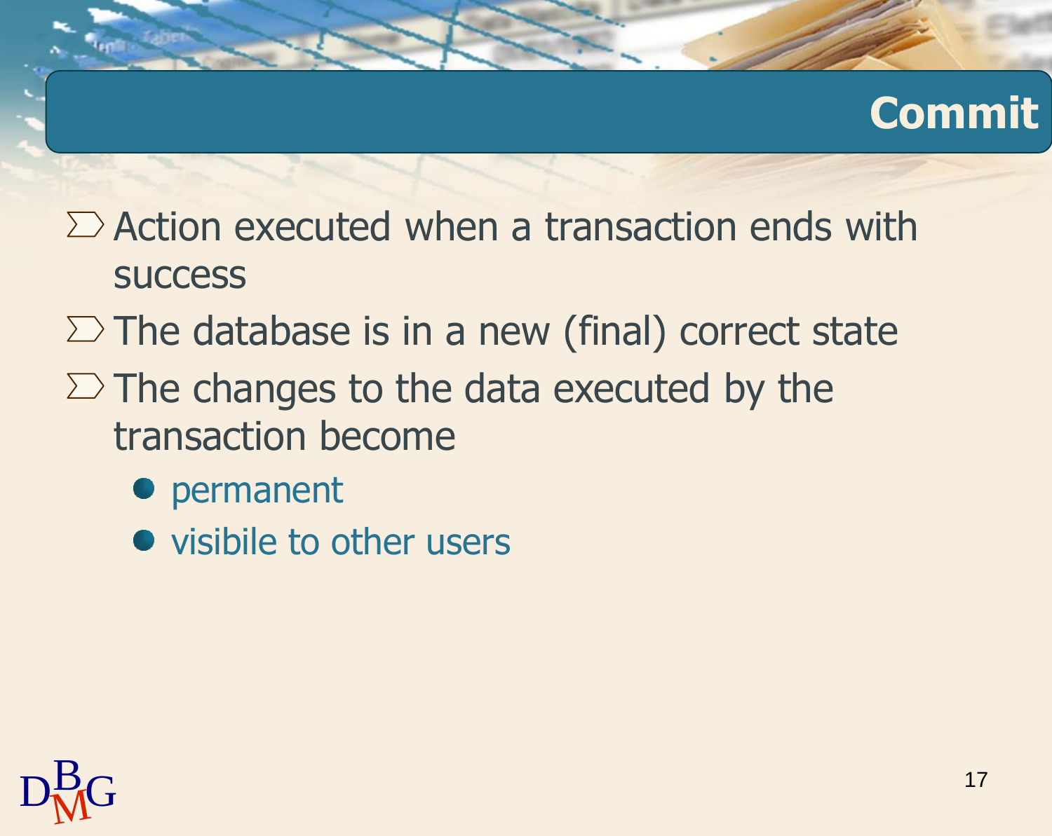# Commit

- Action executed when a transaction ends with success
- The database is in a new (final) correct state
- The changes to the data executed by the transaction become
  - permanent
  - visibile to other users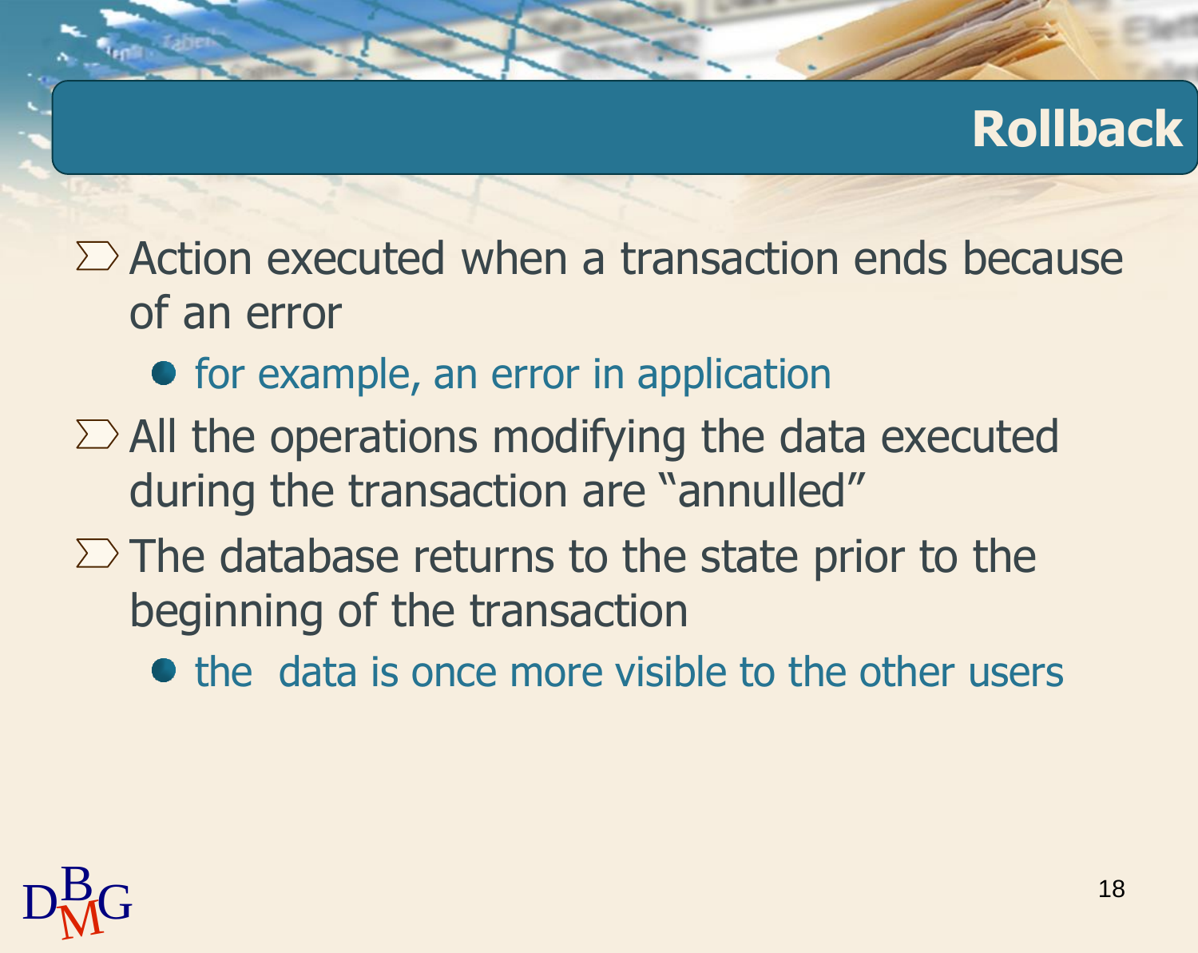# Rollback

- Action executed when a transaction ends because of an error
  - for example, an error in application
- All the operations modifying the data executed during the transaction are "annulled"
- The database returns to the state prior to the beginning of the transaction
  - the data is once more visible to the other users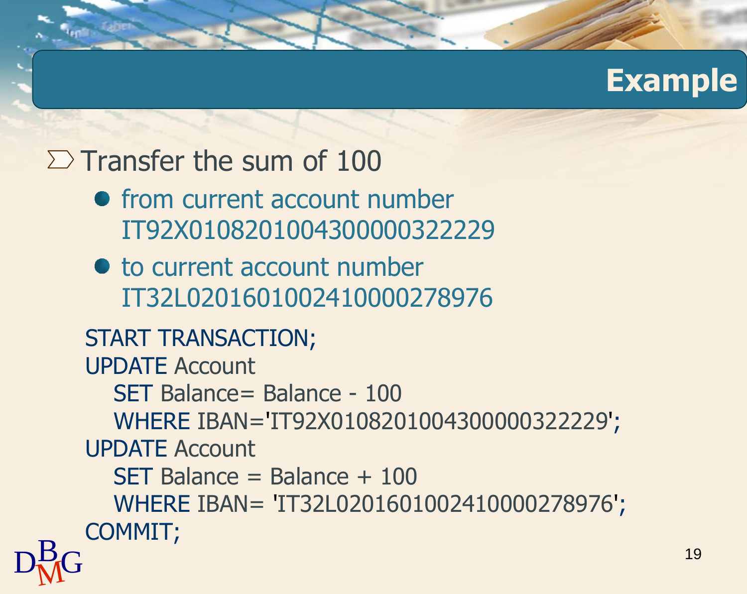# Example

- Transfer the sum of 100
  - from current account number IT92X0108201004300000322229
  - to current account number IT32L0201601002410000278976

```
START TRANSACTION;
UPDATE Account
   SET Balance= Balance - 100
   WHERE IBAN='IT92X0108201004300000322229';
UPDATE Account
   SET Balance = Balance + 100
   WHERE IBAN= 'IT32L0201601002410000278976';
COMMIT;
```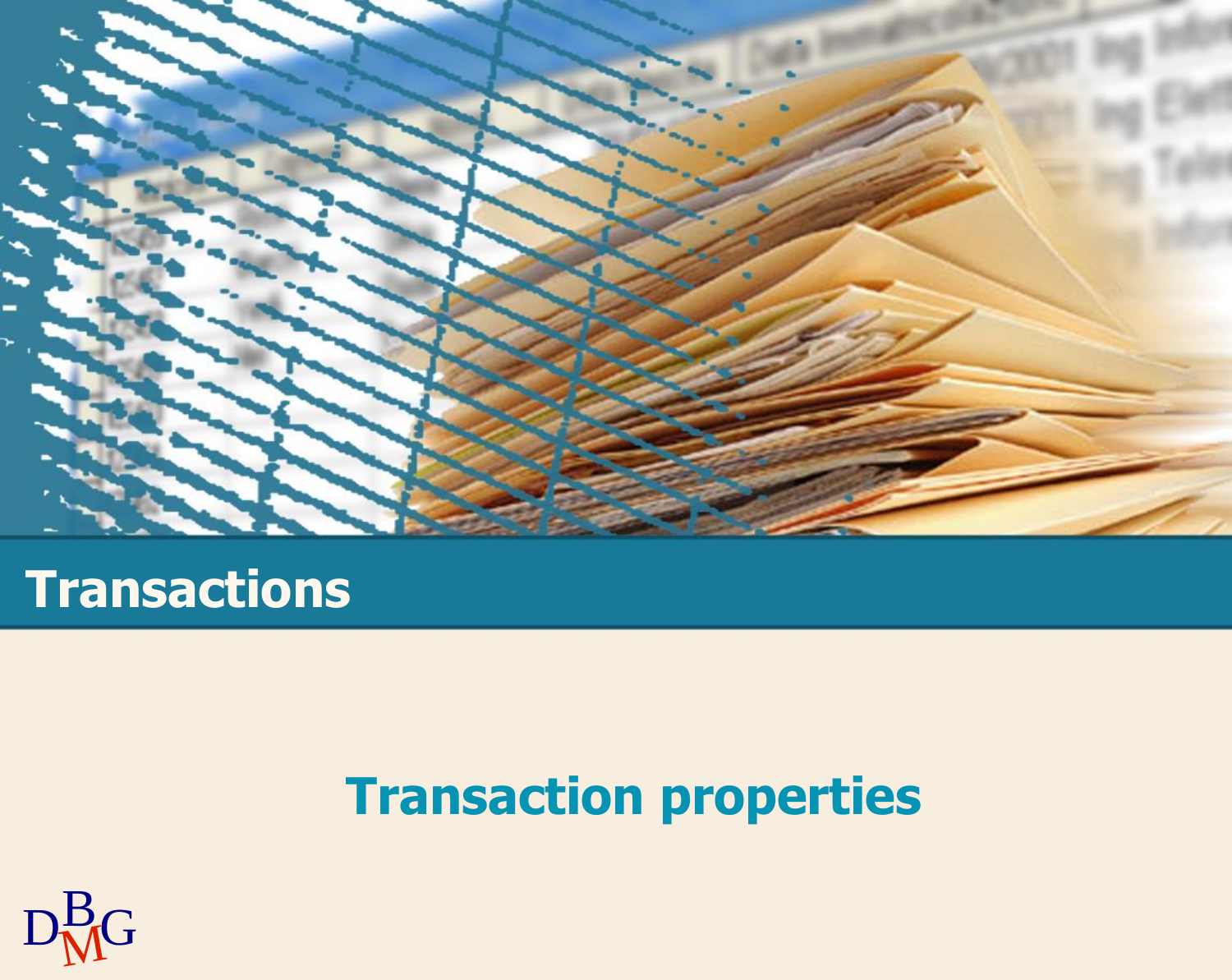# Transactions

## Transaction properties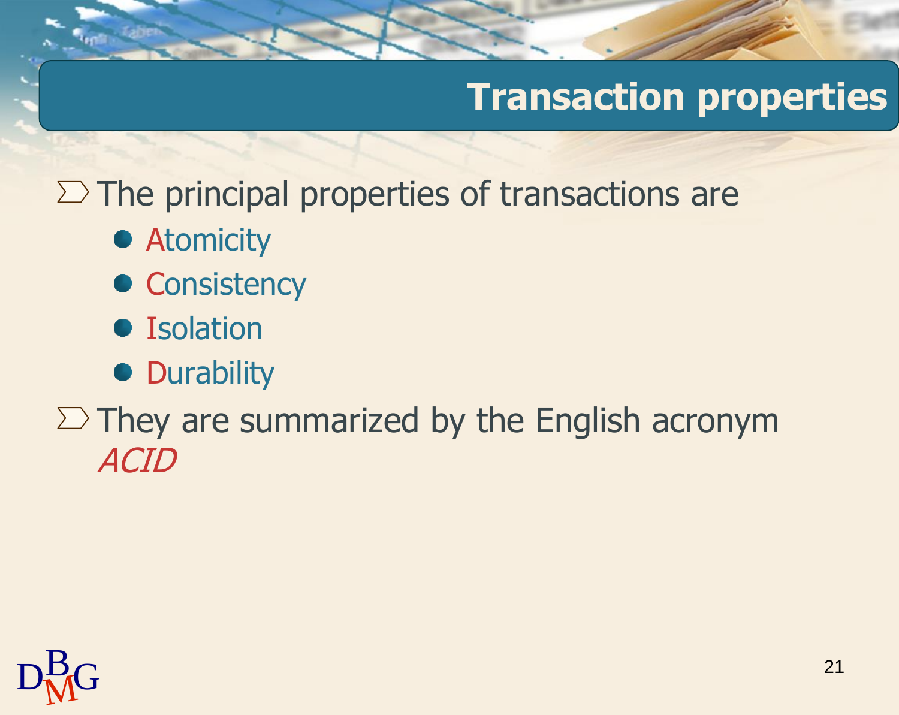# Transaction properties

- The principal properties of transactions are
  - Atomicity
  - Consistency
  - Isolation
  - Durability
- They are summarized by the English acronym *ACID*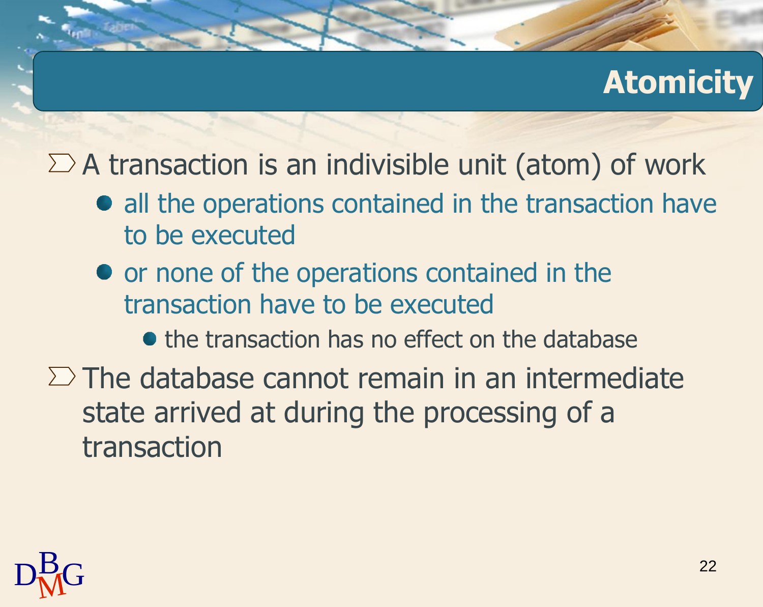# Atomicity

- A transaction is an indivisible unit (atom) of work
  - all the operations contained in the transaction have to be executed
  - or none of the operations contained in the transaction have to be executed
    - the transaction has no effect on the database
- The database cannot remain in an intermediate state arrived at during the processing of a transaction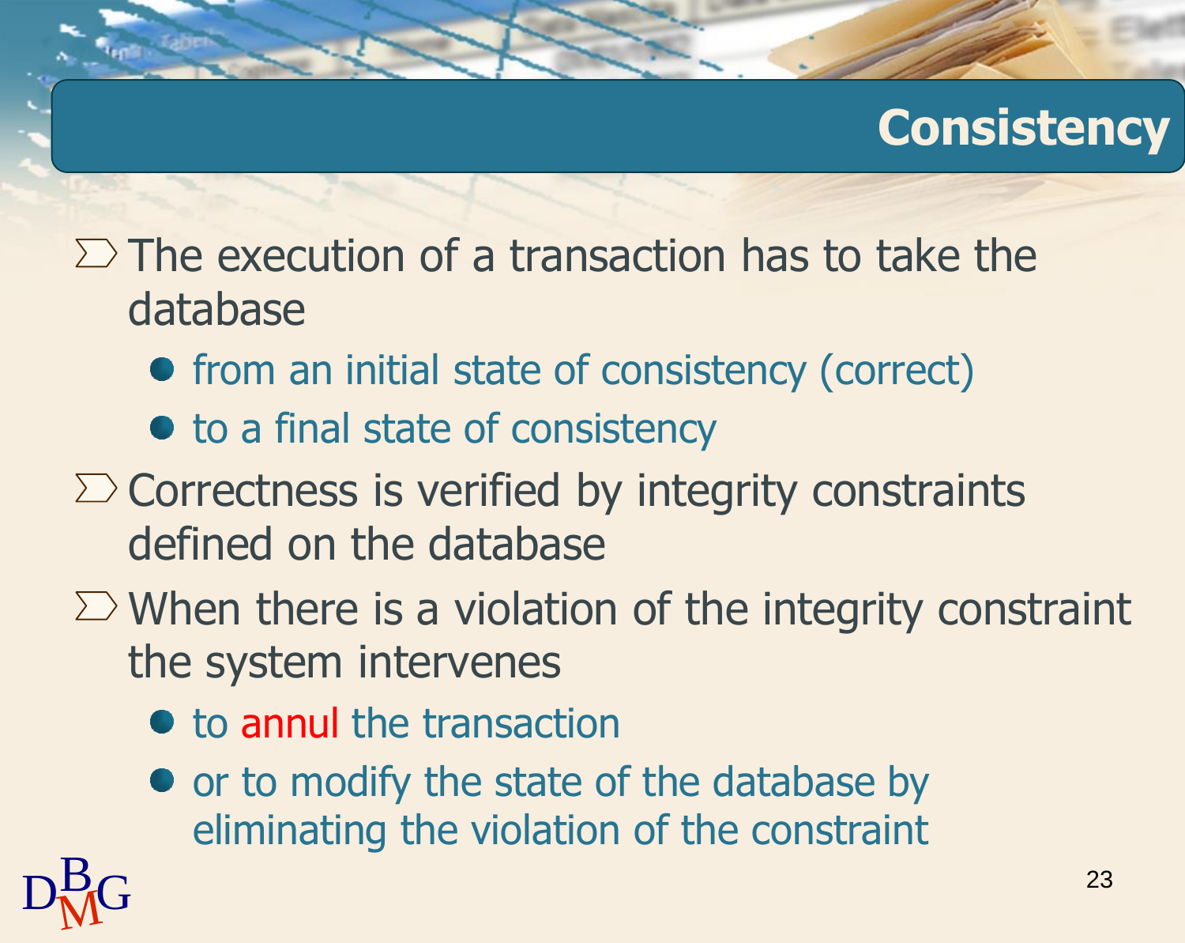# Consistency

- The execution of a transaction has to take the database
  - from an initial state of consistency (correct)
  - to a final state of consistency
- Correctness is verified by integrity constraints defined on the database
- When there is a violation of the integrity constraint the system intervenes
  - to annul the transaction
  - or to modify the state of the database by eliminating the violation of the constraint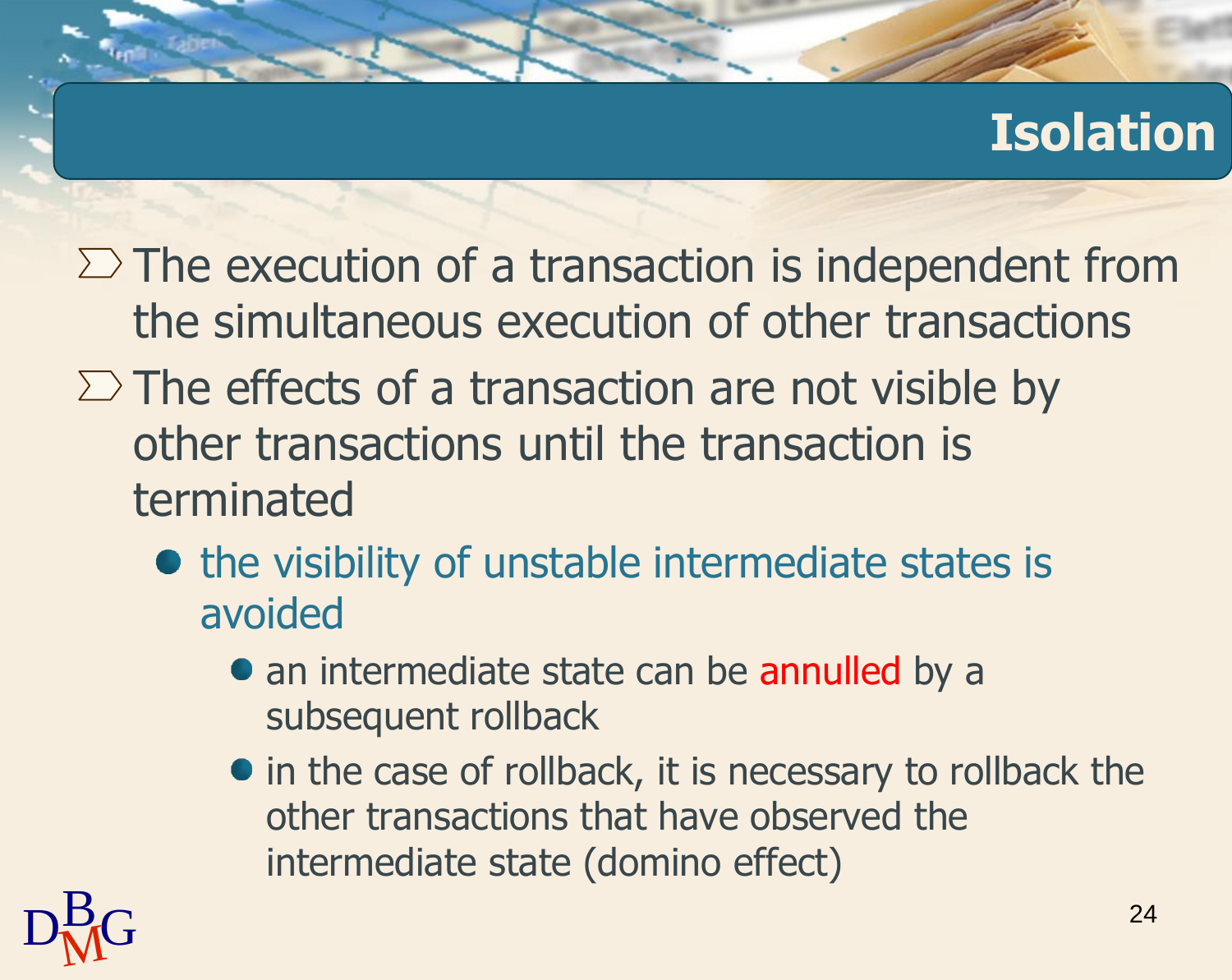# Isolation

- The execution of a transaction is independent from the simultaneous execution of other transactions
- The effects of a transaction are not visible by other transactions until the transaction is terminated
  - the visibility of unstable intermediate states is avoided
    - an intermediate state can be annulled by a subsequent rollback
    - in the case of rollback, it is necessary to rollback the other transactions that have observed the intermediate state (domino effect)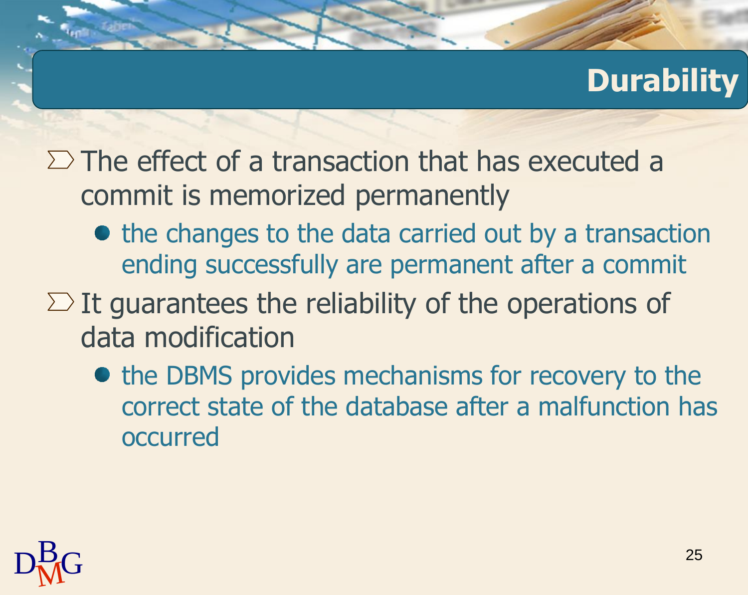# Durability

- The effect of a transaction that has executed a commit is memorized permanently
  - the changes to the data carried out by a transaction ending successfully are permanent after a commit
- It guarantees the reliability of the operations of data modification
  - the DBMS provides mechanisms for recovery to the correct state of the database after a malfunction has occurred